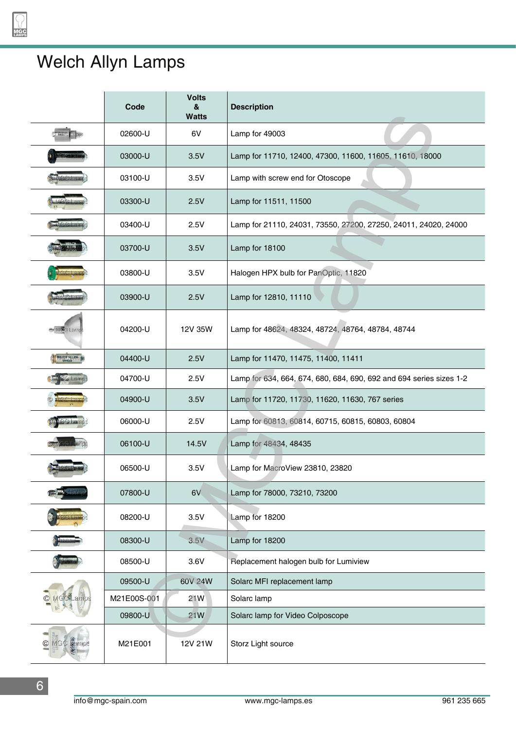# Welch Allyn Lamps

| | Code | Volts & Watts | Description |
|---|---|---|---|
| | 02600-U | 6V | Lamp for 49003 |
| | 03000-U | 3.5V | Lamp for 11710, 12400, 47300, 11600, 11605, 11610, 18000 |
| | 03100-U | 3.5V | Lamp with screw end for Otoscope |
| | 03300-U | 2.5V | Lamp for 11511, 11500 |
| | 03400-U | 2.5V | Lamp for 21110, 24031, 73550, 27200, 27250, 24011, 24020, 24000 |
| | 03700-U | 3.5V | Lamp for 18100 |
| | 03800-U | 3.5V | Halogen HPX bulb for PanOptic, 11820 |
| | 03900-U | 2.5V | Lamp for 12810, 11110 |
| | 04200-U | 12V 35W | Lamp for 48624, 48324, 48724, 48764, 48784, 48744 |
| | 04400-U | 2.5V | Lamp for 11470, 11475, 11400, 11411 |
| | 04700-U | 2.5V | Lamp for 634, 664, 674, 680, 684, 690, 692 and 694 series sizes 1-2 |
| | 04900-U | 3.5V | Lamp for 11720, 11730, 11620, 11630, 767 series |
| | 06000-U | 2.5V | Lamp for 60813, 60814, 60715, 60815, 60803, 60804 |
| | 06100-U | 14.5V | Lamp for 48434, 48435 |
| | 06500-U | 3.5V | Lamp for MacroView 23810, 23820 |
| | 07800-U | 6V | Lamp for 78000, 73210, 73200 |
| | 08200-U | 3.5V | Lamp for 18200 |
| | 08300-U | 3.5V | Lamp for 18200 |
| | 08500-U | 3.6V | Replacement halogen bulb for Lumiview |
| | 09500-U | 60V 24W | Solarc MFI replacement lamp |
| | M21E00S-001 | 21W | Solarc lamp |
| | 09800-U | 21W | Solarc lamp for Video Colposcope |
| | M21E001 | 12V 21W | Storz Light source |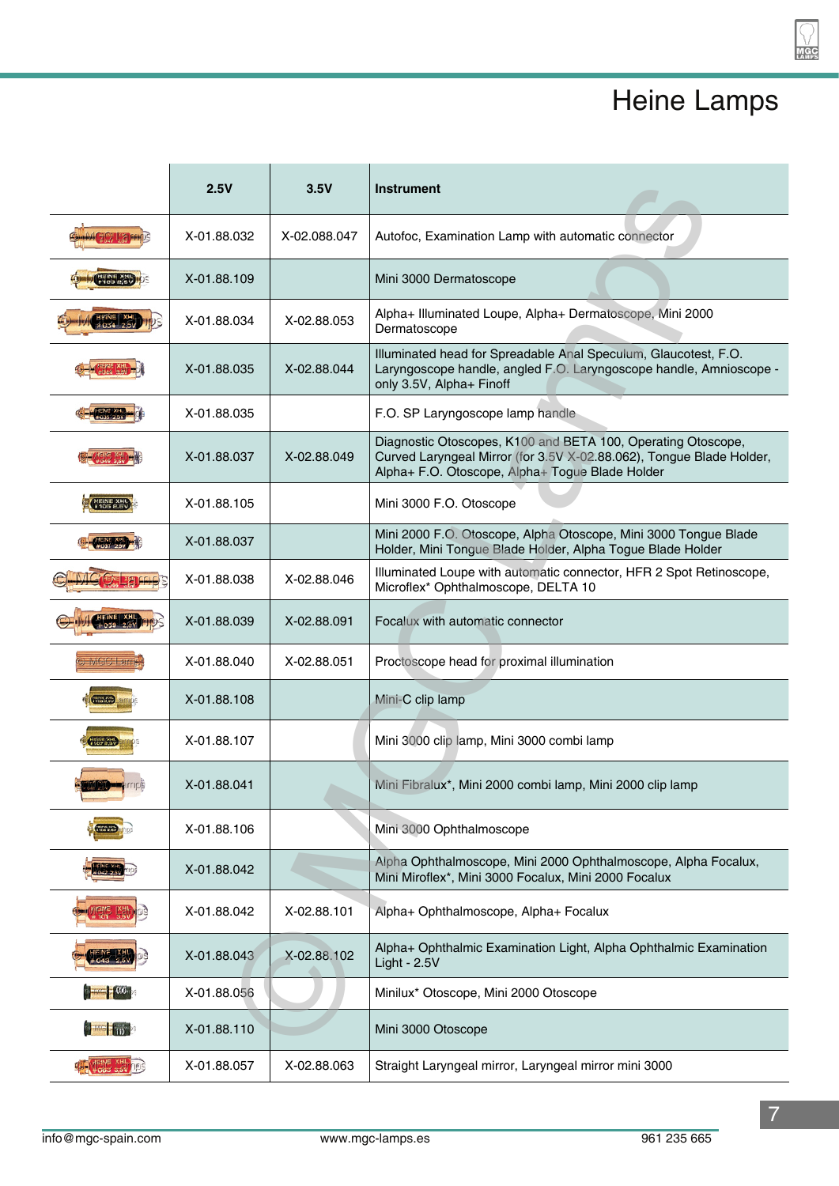# Heine Lamps

| | 2.5V | 3.5V | Instrument |
|---|---|---|---|
| | X-01.88.032 | X-02.088.047 | Autofoc, Examination Lamp with automatic connector |
| | X-01.88.109 | | Mini 3000 Dermatoscope |
| | X-01.88.034 | X-02.88.053 | Alpha+ Illuminated Loupe, Alpha+ Dermatoscope, Mini 2000 Dermatoscope |
| | X-01.88.035 | X-02.88.044 | Illuminated head for Spreadable Anal Speculum, Glaucotest, F.O. Laryngoscope handle, angled F.O. Laryngoscope handle, Amnioscope - only 3.5V, Alpha+ Finoff |
| | X-01.88.035 | | F.O. SP Laryngoscope lamp handle |
| | X-01.88.037 | X-02.88.049 | Diagnostic Otoscopes, K100 and BETA 100, Operating Otoscope, Curved Laryngeal Mirror (for 3.5V X-02.88.062), Tongue Blade Holder, Alpha+ F.O. Otoscope, Alpha+ Togue Blade Holder |
| | X-01.88.105 | | Mini 3000 F.O. Otoscope |
| | X-01.88.037 | | Mini 2000 F.O. Otoscope, Alpha Otoscope, Mini 3000 Tongue Blade Holder, Mini Tongue Blade Holder, Alpha Togue Blade Holder |
| | X-01.88.038 | X-02.88.046 | Illuminated Loupe with automatic connector, HFR 2 Spot Retinoscope, Microflex* Ophthalmoscope, DELTA 10 |
| | X-01.88.039 | X-02.88.091 | Focalux with automatic connector |
| | X-01.88.040 | X-02.88.051 | Proctoscope head for proximal illumination |
| | X-01.88.108 | | Mini-C clip lamp |
| | X-01.88.107 | | Mini 3000 clip lamp, Mini 3000 combi lamp |
| | X-01.88.041 | | Mini Fibralux*, Mini 2000 combi lamp, Mini 2000 clip lamp |
| | X-01.88.106 | | Mini 3000 Ophthalmoscope |
| | X-01.88.042 | | Alpha Ophthalmoscope, Mini 2000 Ophthalmoscope, Alpha Focalux, Mini Miroflex*, Mini 3000 Focalux, Mini 2000 Focalux |
| | X-01.88.042 | X-02.88.101 | Alpha+ Ophthalmoscope, Alpha+ Focalux |
| | X-01.88.043 | X-02.88.102 | Alpha+ Ophthalmic Examination Light, Alpha Ophthalmic Examination Light - 2.5V |
| | X-01.88.056 | | Minilux* Otoscope, Mini 2000 Otoscope |
| | X-01.88.110 | | Mini 3000 Otoscope |
| | X-01.88.057 | X-02.88.063 | Straight Laryngeal mirror, Laryngeal mirror mini 3000 |

info@mgc-spain.com www.mgc-lamps.es 961 235 665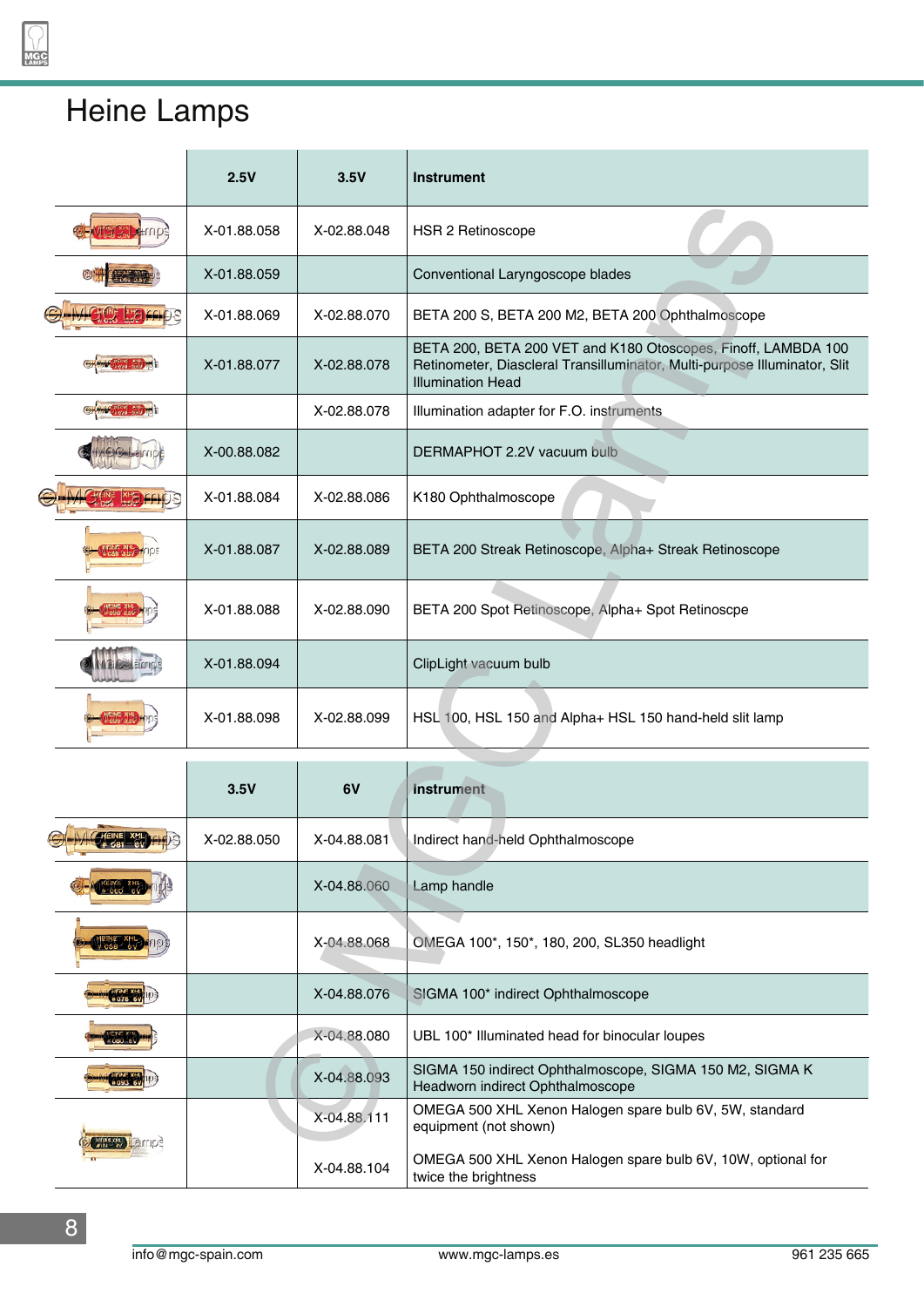# Heine Lamps

| | 2.5V | 3.5V | Instrument |
|---|---|---|---|
| | X-01.88.058 | X-02.88.048 | HSR 2 Retinoscope |
| | X-01.88.059 | | Conventional Laryngoscope blades |
| | X-01.88.069 | X-02.88.070 | BETA 200 S, BETA 200 M2, BETA 200 Ophthalmoscope |
| | X-01.88.077 | X-02.88.078 | BETA 200, BETA 200 VET and K180 Otoscopes, Finoff, LAMBDA 100 Retinometer, Diascleral Transilluminator, Multi-purpose Illuminator, Slit Illumination Head |
| | | X-02.88.078 | Illumination adapter for F.O. instruments |
| | X-00.88.082 | | DERMAPHOT 2.2V vacuum bulb |
| | X-01.88.084 | X-02.88.086 | K180 Ophthalmoscope |
| | X-01.88.087 | X-02.88.089 | BETA 200 Streak Retinoscope, Alpha+ Streak Retinoscope |
| | X-01.88.088 | X-02.88.090 | BETA 200 Spot Retinoscope, Alpha+ Spot Retinoscpe |
| | X-01.88.094 | | ClipLight vacuum bulb |
| | X-01.88.098 | X-02.88.099 | HSL 100, HSL 150 and Alpha+ HSL 150 hand-held slit lamp |

| | 3.5V | 6V | Instrument |
|---|---|---|---|
| | X-02.88.050 | X-04.88.081 | Indirect hand-held Ophthalmoscope |
| | | X-04.88.060 | Lamp handle |
| | | X-04.88.068 | OMEGA 100*, 150*, 180, 200, SL350 headlight |
| | | X-04.88.076 | SIGMA 100* indirect Ophthalmoscope |
| | | X-04.88.080 | UBL 100* Illuminated head for binocular loupes |
| | | X-04.88.093 | SIGMA 150 indirect Ophthalmoscope, SIGMA 150 M2, SIGMA K Headworn indirect Ophthalmoscope |
| | | X-04.88.111 | OMEGA 500 XHL Xenon Halogen spare bulb 6V, 5W, standard equipment (not shown) |
| | | X-04.88.104 | OMEGA 500 XHL Xenon Halogen spare bulb 6V, 10W, optional for twice the brightness |

info@mgc-spain.com www.mgc-lamps.es 961 235 665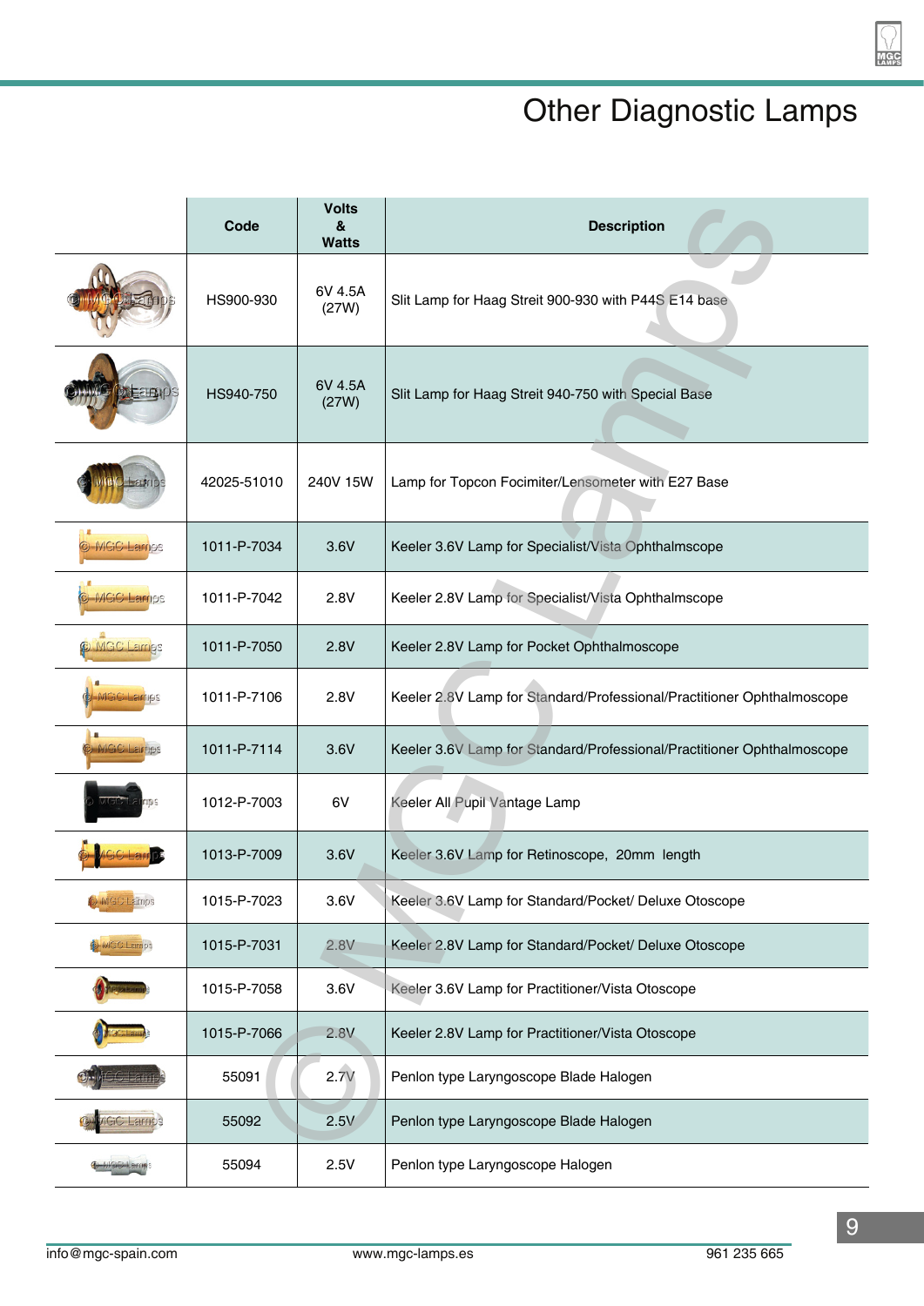# Other Diagnostic Lamps

| | Code | Volts & Watts | Description |
|---|---|---|---|
| | HS900-930 | 6V 4.5A (27W) | Slit Lamp for Haag Streit 900-930 with P44S E14 base |
| | HS940-750 | 6V 4.5A (27W) | Slit Lamp for Haag Streit 940-750 with Special Base |
| | 42025-51010 | 240V 15W | Lamp for Topcon Focimiter/Lensometer with E27 Base |
| | 1011-P-7034 | 3.6V | Keeler 3.6V Lamp for Specialist/Vista Ophthalmscope |
| | 1011-P-7042 | 2.8V | Keeler 2.8V Lamp for Specialist/Vista Ophthalmscope |
| | 1011-P-7050 | 2.8V | Keeler 2.8V Lamp for Pocket Ophthalmoscope |
| | 1011-P-7106 | 2.8V | Keeler 2.8V Lamp for Standard/Professional/Practitioner Ophthalmoscope |
| | 1011-P-7114 | 3.6V | Keeler 3.6V Lamp for Standard/Professional/Practitioner Ophthalmoscope |
| | 1012-P-7003 | 6V | Keeler All Pupil Vantage Lamp |
| | 1013-P-7009 | 3.6V | Keeler 3.6V Lamp for Retinoscope, 20mm length |
| | 1015-P-7023 | 3.6V | Keeler 3.6V Lamp for Standard/Pocket/ Deluxe Otoscope |
| | 1015-P-7031 | 2.8V | Keeler 2.8V Lamp for Standard/Pocket/ Deluxe Otoscope |
| | 1015-P-7058 | 3.6V | Keeler 3.6V Lamp for Practitioner/Vista Otoscope |
| | 1015-P-7066 | 2.8V | Keeler 2.8V Lamp for Practitioner/Vista Otoscope |
| | 55091 | 2.7V | Penlon type Laryngoscope Blade Halogen |
| | 55092 | 2.5V | Penlon type Laryngoscope Blade Halogen |
| | 55094 | 2.5V | Penlon type Laryngoscope Halogen |

info@mgc-spain.com www.mgc-lamps.es 961 235 665